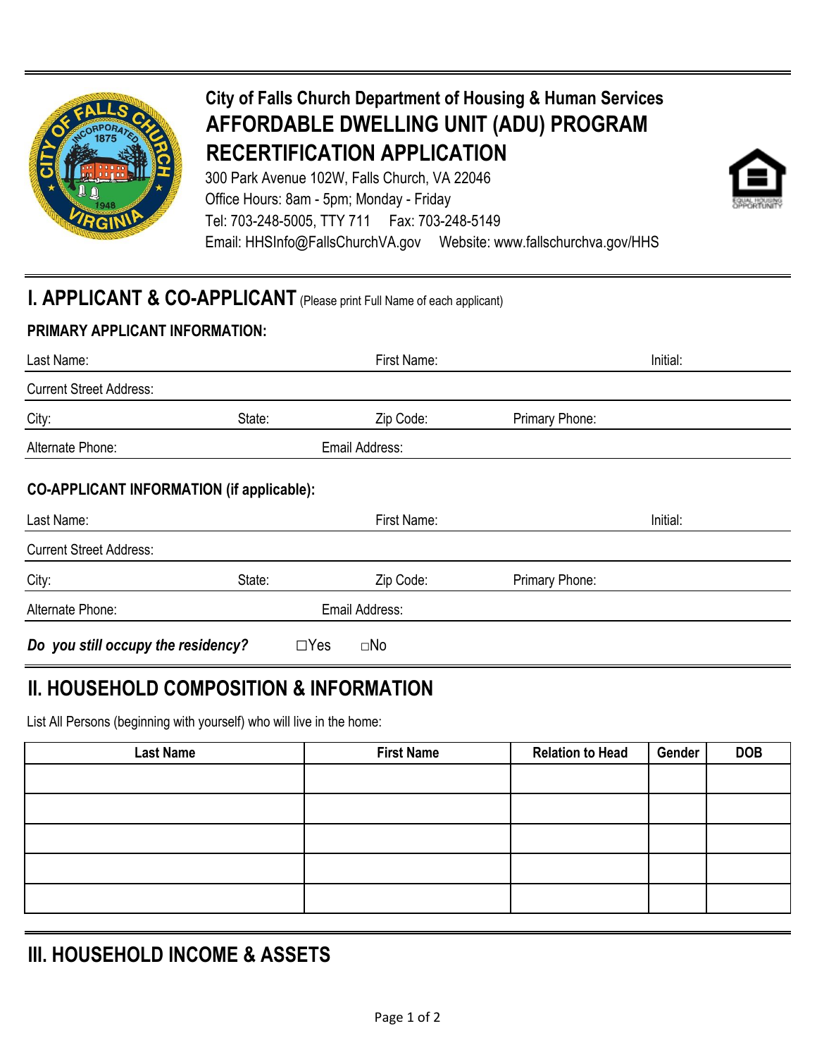# City of Falls Church Department of Housing & Human Services

## AFFORDABLE DWELLING UNIT (ADU) PROGRAM RECERTIFICATION APPLICATION

300 Park Avenue 102W, Falls Church, VA 22046
Office Hours: 8am - 5pm; Monday - Friday
Tel: 703-248-5005, TTY 711 Fax: 703-248-5149
Email: HHSInfo@FallsChurchVA.gov Website: www.fallschurchva.gov/HHS

## I. APPLICANT & CO-APPLICANT (Please print Full Name of each applicant)

### PRIMARY APPLICANT INFORMATION:

Last Name: First Name: Initial:

Current Street Address:

City: State: Zip Code: Primary Phone:

Alternate Phone: Email Address:

### CO-APPLICANT INFORMATION (if applicable):

Last Name: First Name: Initial:

Current Street Address:

City: State: Zip Code: Primary Phone:

Alternate Phone: Email Address:

***Do you still occupy the residency?*** ☐Yes ☐No

## II. HOUSEHOLD COMPOSITION & INFORMATION

List All Persons (beginning with yourself) who will live in the home:

| Last Name | First Name | Relation to Head | Gender | DOB |
|---|---|---|---|---|
| | | | | |
| | | | | |
| | | | | |
| | | | | |
| | | | | |

## III. HOUSEHOLD INCOME & ASSETS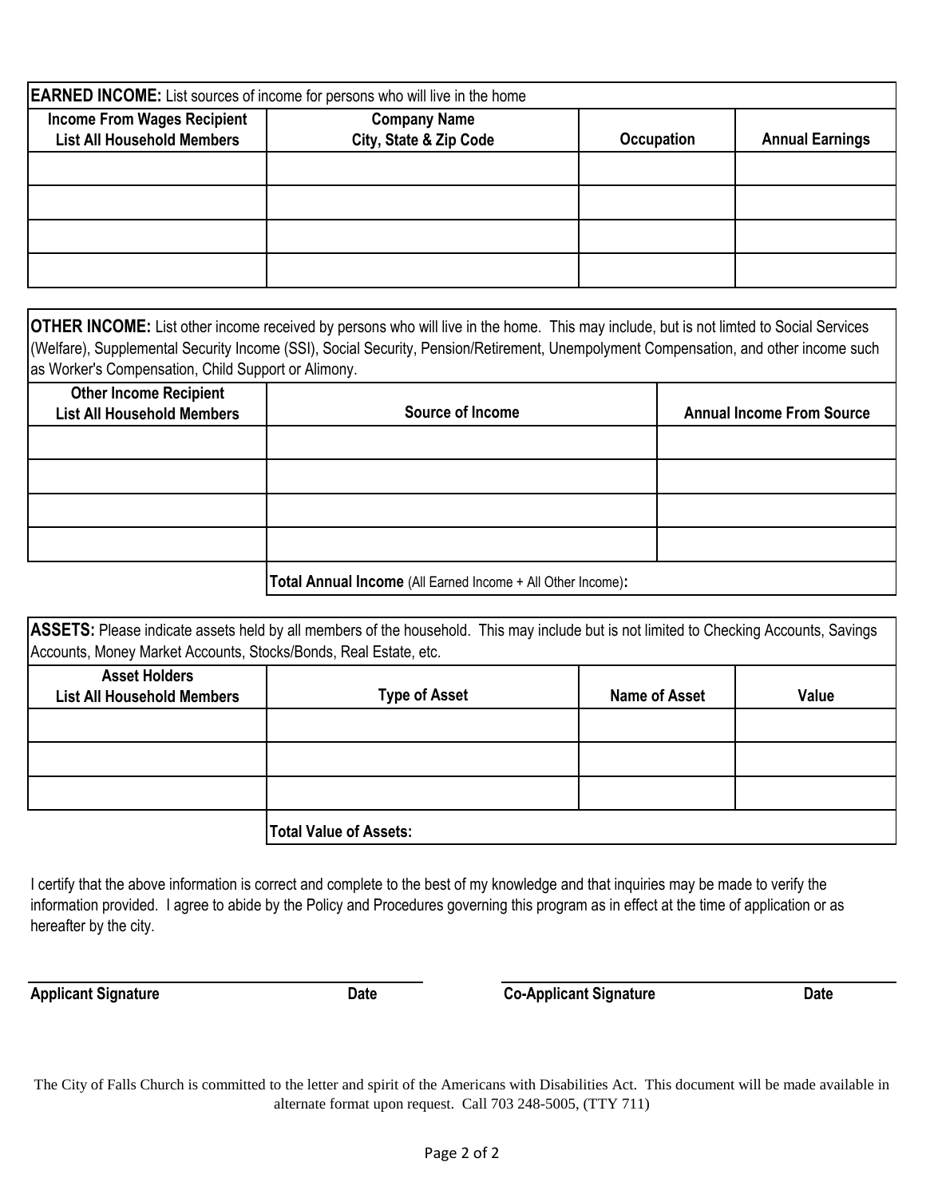**EARNED INCOME:** List sources of income for persons who will live in the home

| Income From Wages Recipient<br>List All Household Members | Company Name<br>City, State & Zip Code | Occupation | Annual Earnings |
|---|---|---|---|
| | | | |
| | | | |
| | | | |
| | | | |

**OTHER INCOME:** List other income received by persons who will live in the home. This may include, but is not limted to Social Services (Welfare), Supplemental Security Income (SSI), Social Security, Pension/Retirement, Unempolyment Compensation, and other income such as Worker's Compensation, Child Support or Alimony.

| Other Income Recipient<br>List All Household Members | Source of Income | Annual Income From Source |
|---|---|---|
| | | |
| | | |
| | | |
| | | |
| | **Total Annual Income** (All Earned Income + All Other Income)**:** | |

**ASSETS:** Please indicate assets held by all members of the household. This may include but is not limited to Checking Accounts, Savings Accounts, Money Market Accounts, Stocks/Bonds, Real Estate, etc.

| Asset Holders<br>List All Household Members | Type of Asset | Name of Asset | Value |
|---|---|---|---|
| | | | |
| | | | |
| | | | |
| | **Total Value of Assets:** | | |

I certify that the above information is correct and complete to the best of my knowledge and that inquiries may be made to verify the information provided. I agree to abide by the Policy and Procedures governing this program as in effect at the time of application or as hereafter by the city.

**Applicant Signature** **Date** **Co-Applicant Signature** **Date**

The City of Falls Church is committed to the letter and spirit of the Americans with Disabilities Act. This document will be made available in alternate format upon request. Call 703 248-5005, (TTY 711)